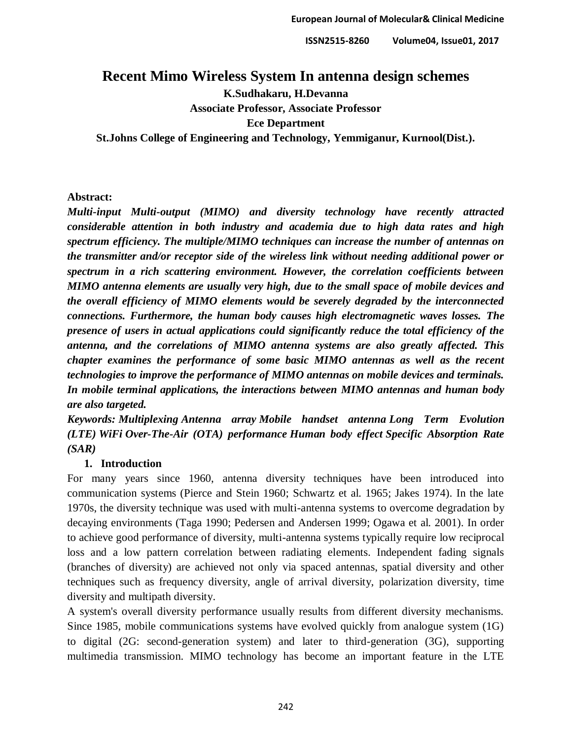# Recent Mimo Wireless System In antenna design schemes

**K.Sudhakaru, H.Devanna**

**Associate Professor, Associate Professor**

**Ece Department**

**St.Johns College of Engineering and Technology, Yemmiganur, Kurnool(Dist.).**

**Abstract:**

***Multi-input Multi-output (MIMO) and diversity technology have recently attracted considerable attention in both industry and academia due to high data rates and high spectrum efficiency. The multiple/MIMO techniques can increase the number of antennas on the transmitter and/or receptor side of the wireless link without needing additional power or spectrum in a rich scattering environment. However, the correlation coefficients between MIMO antenna elements are usually very high, due to the small space of mobile devices and the overall efficiency of MIMO elements would be severely degraded by the interconnected connections. Furthermore, the human body causes high electromagnetic waves losses. The presence of users in actual applications could significantly reduce the total efficiency of the antenna, and the correlations of MIMO antenna systems are also greatly affected. This chapter examines the performance of some basic MIMO antennas as well as the recent technologies to improve the performance of MIMO antennas on mobile devices and terminals. In mobile terminal applications, the interactions between MIMO antennas and human body are also targeted.***

***Keywords: Multiplexing Antenna array Mobile handset antenna Long Term Evolution (LTE) WiFi Over-The-Air (OTA) performance Human body effect Specific Absorption Rate (SAR)***

## 1. Introduction

For many years since 1960, antenna diversity techniques have been introduced into communication systems (Pierce and Stein 1960; Schwartz et al. 1965; Jakes 1974). In the late 1970s, the diversity technique was used with multi-antenna systems to overcome degradation by decaying environments (Taga 1990; Pedersen and Andersen 1999; Ogawa et al. 2001). In order to achieve good performance of diversity, multi-antenna systems typically require low reciprocal loss and a low pattern correlation between radiating elements. Independent fading signals (branches of diversity) are achieved not only via spaced antennas, spatial diversity and other techniques such as frequency diversity, angle of arrival diversity, polarization diversity, time diversity and multipath diversity.

A system's overall diversity performance usually results from different diversity mechanisms. Since 1985, mobile communications systems have evolved quickly from analogue system (1G) to digital (2G: second-generation system) and later to third-generation (3G), supporting multimedia transmission. MIMO technology has become an important feature in the LTE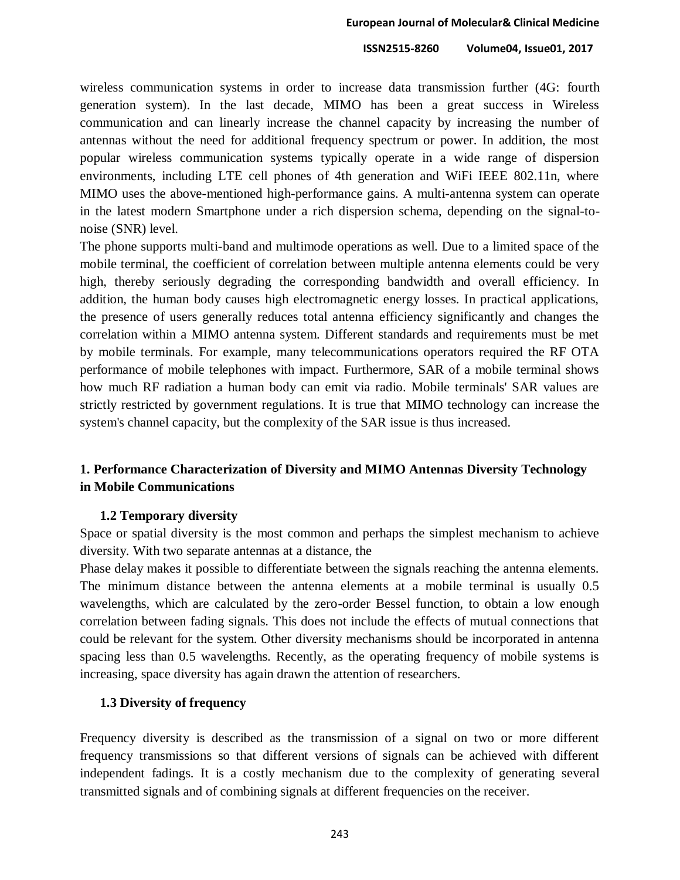wireless communication systems in order to increase data transmission further (4G: fourth generation system). In the last decade, MIMO has been a great success in Wireless communication and can linearly increase the channel capacity by increasing the number of antennas without the need for additional frequency spectrum or power. In addition, the most popular wireless communication systems typically operate in a wide range of dispersion environments, including LTE cell phones of 4th generation and WiFi IEEE 802.11n, where MIMO uses the above-mentioned high-performance gains. A multi-antenna system can operate in the latest modern Smartphone under a rich dispersion schema, depending on the signal-to-noise (SNR) level.

The phone supports multi-band and multimode operations as well. Due to a limited space of the mobile terminal, the coefficient of correlation between multiple antenna elements could be very high, thereby seriously degrading the corresponding bandwidth and overall efficiency. In addition, the human body causes high electromagnetic energy losses. In practical applications, the presence of users generally reduces total antenna efficiency significantly and changes the correlation within a MIMO antenna system. Different standards and requirements must be met by mobile terminals. For example, many telecommunications operators required the RF OTA performance of mobile telephones with impact. Furthermore, SAR of a mobile terminal shows how much RF radiation a human body can emit via radio. Mobile terminals' SAR values are strictly restricted by government regulations. It is true that MIMO technology can increase the system's channel capacity, but the complexity of the SAR issue is thus increased.

## 1. Performance Characterization of Diversity and MIMO Antennas Diversity Technology in Mobile Communications

### 1.2 Temporary diversity

Space or spatial diversity is the most common and perhaps the simplest mechanism to achieve diversity. With two separate antennas at a distance, the

Phase delay makes it possible to differentiate between the signals reaching the antenna elements. The minimum distance between the antenna elements at a mobile terminal is usually 0.5 wavelengths, which are calculated by the zero-order Bessel function, to obtain a low enough correlation between fading signals. This does not include the effects of mutual connections that could be relevant for the system. Other diversity mechanisms should be incorporated in antenna spacing less than 0.5 wavelengths. Recently, as the operating frequency of mobile systems is increasing, space diversity has again drawn the attention of researchers.

### 1.3 Diversity of frequency

Frequency diversity is described as the transmission of a signal on two or more different frequency transmissions so that different versions of signals can be achieved with different independent fadings. It is a costly mechanism due to the complexity of generating several transmitted signals and of combining signals at different frequencies on the receiver.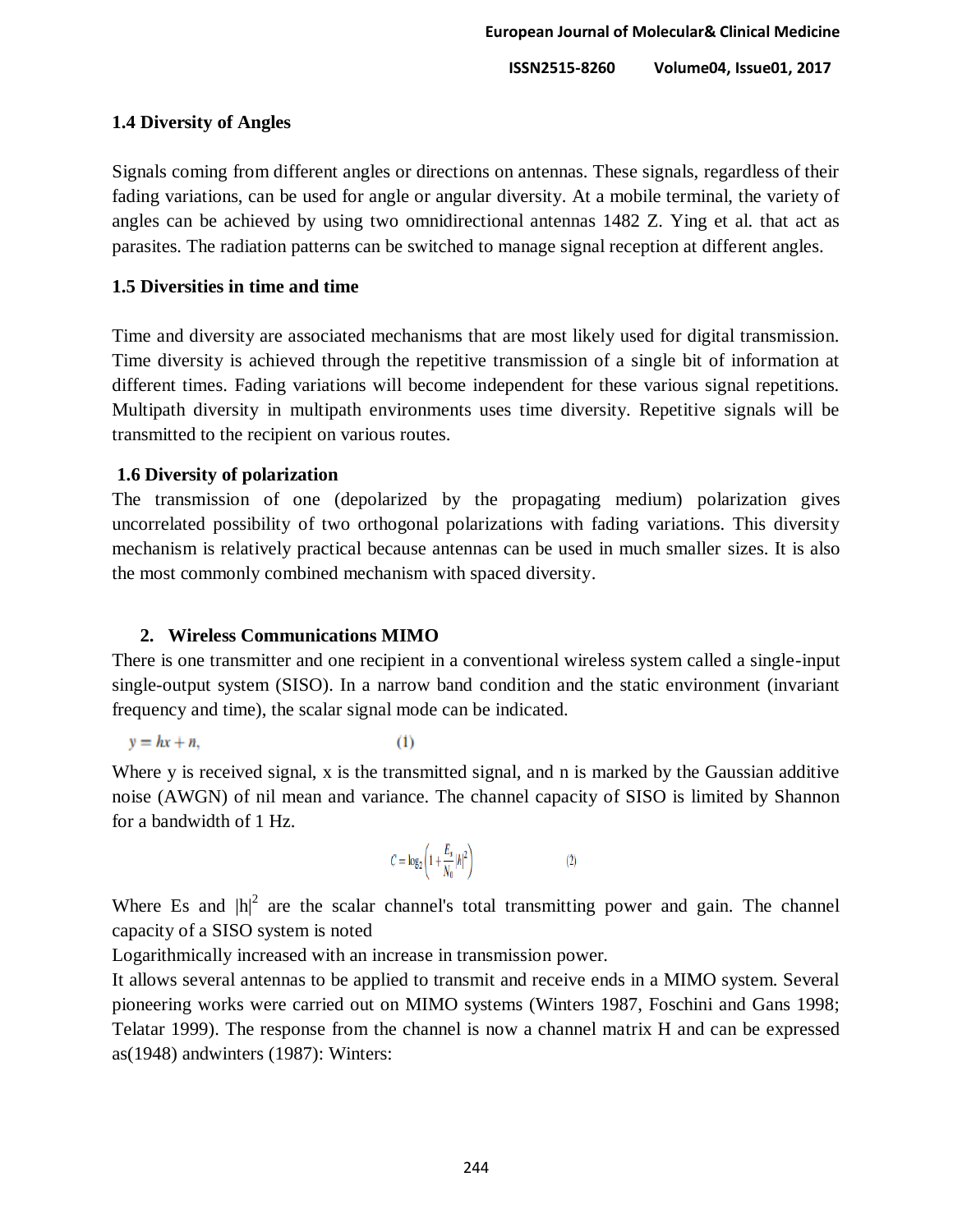### 1.4 Diversity of Angles

Signals coming from different angles or directions on antennas. These signals, regardless of their fading variations, can be used for angle or angular diversity. At a mobile terminal, the variety of angles can be achieved by using two omnidirectional antennas 1482 Z. Ying et al. that act as parasites. The radiation patterns can be switched to manage signal reception at different angles.

### 1.5 Diversities in time and time

Time and diversity are associated mechanisms that are most likely used for digital transmission. Time diversity is achieved through the repetitive transmission of a single bit of information at different times. Fading variations will become independent for these various signal repetitions. Multipath diversity in multipath environments uses time diversity. Repetitive signals will be transmitted to the recipient on various routes.

### 1.6 Diversity of polarization

The transmission of one (depolarized by the propagating medium) polarization gives uncorrelated possibility of two orthogonal polarizations with fading variations. This diversity mechanism is relatively practical because antennas can be used in much smaller sizes. It is also the most commonly combined mechanism with spaced diversity.

## 2. Wireless Communications MIMO

There is one transmitter and one recipient in a conventional wireless system called a single-input single-output system (SISO). In a narrow band condition and the static environment (invariant frequency and time), the scalar signal mode can be indicated.

$$y = hx + n, \tag{1}$$

Where y is received signal, x is the transmitted signal, and n is marked by the Gaussian additive noise (AWGN) of nil mean and variance. The channel capacity of SISO is limited by Shannon for a bandwidth of 1 Hz.

$$C = \log_2\left(1 + \frac{E_s}{N_0}|h|^2\right) \tag{2}$$

Where Es and $|h|^2$ are the scalar channel's total transmitting power and gain. The channel capacity of a SISO system is noted

Logarithmically increased with an increase in transmission power.

It allows several antennas to be applied to transmit and receive ends in a MIMO system. Several pioneering works were carried out on MIMO systems (Winters 1987, Foschini and Gans 1998; Telatar 1999). The response from the channel is now a channel matrix H and can be expressed as(1948) andwinters (1987): Winters: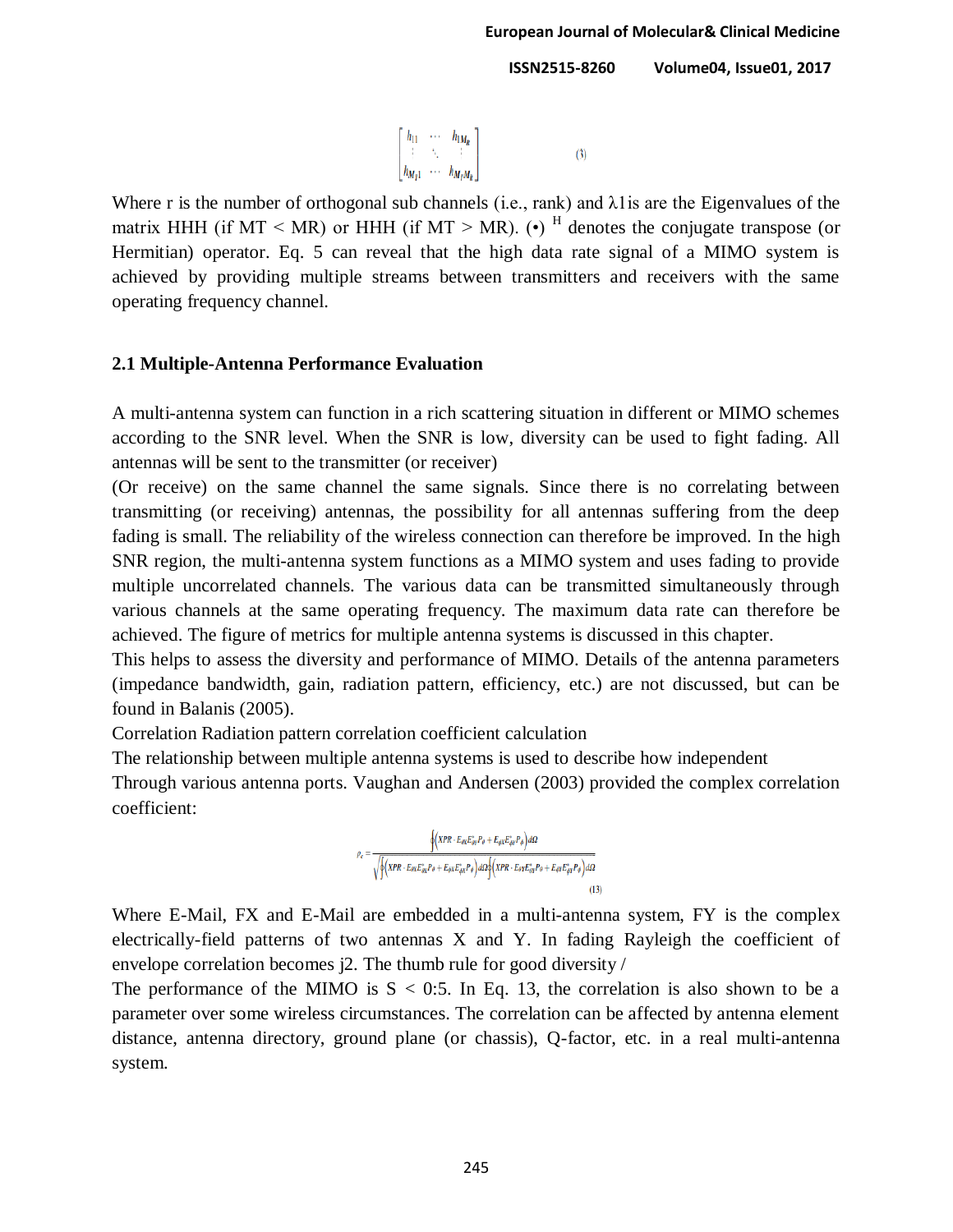$$\begin{bmatrix} h_{11} & \cdots & h_{1M_R} \\ \vdots & \ddots & \vdots \\ h_{M_T1} & \cdots & h_{M_TM_R} \end{bmatrix} \quad (3)$$

Where r is the number of orthogonal sub channels (i.e., rank) and λ1is are the Eigenvalues of the matrix HHH (if MT < MR) or HHH (if MT > MR). (•) $^H$ denotes the conjugate transpose (or Hermitian) operator. Eq. 5 can reveal that the high data rate signal of a MIMO system is achieved by providing multiple streams between transmitters and receivers with the same operating frequency channel.

### 2.1 Multiple-Antenna Performance Evaluation

A multi-antenna system can function in a rich scattering situation in different or MIMO schemes according to the SNR level. When the SNR is low, diversity can be used to fight fading. All antennas will be sent to the transmitter (or receiver)

(Or receive) on the same channel the same signals. Since there is no correlating between transmitting (or receiving) antennas, the possibility for all antennas suffering from the deep fading is small. The reliability of the wireless connection can therefore be improved. In the high SNR region, the multi-antenna system functions as a MIMO system and uses fading to provide multiple uncorrelated channels. The various data can be transmitted simultaneously through various channels at the same operating frequency. The maximum data rate can therefore be achieved. The figure of metrics for multiple antenna systems is discussed in this chapter.

This helps to assess the diversity and performance of MIMO. Details of the antenna parameters (impedance bandwidth, gain, radiation pattern, efficiency, etc.) are not discussed, but can be found in Balanis (2005).

Correlation Radiation pattern correlation coefficient calculation

The relationship between multiple antenna systems is used to describe how independent

Through various antenna ports. Vaughan and Andersen (2003) provided the complex correlation coefficient:

$$\rho_c = \frac{\oint \left( XPR \cdot E_{\theta X} E_{\theta Y}^{*} P_{\theta} + E_{\phi X} E_{\phi Y}^{*} P_{\phi} \right) d\Omega}{\sqrt{\oint \left( XPR \cdot E_{\theta X} E_{\theta X}^{*} P_{\theta} + E_{\phi X} E_{\phi X}^{*} P_{\phi} \right) d\Omega \oint \left( XPR \cdot E_{\theta Y} E_{\theta Y}^{*} P_{\theta} + E_{\phi Y} E_{\phi Y}^{*} P_{\phi} \right) d\Omega}} \quad (13)$$

Where E-Mail, FX and E-Mail are embedded in a multi-antenna system, FY is the complex electrically-field patterns of two antennas X and Y. In fading Rayleigh the coefficient of envelope correlation becomes j2. The thumb rule for good diversity /

The performance of the MIMO is S < 0:5. In Eq. 13, the correlation is also shown to be a parameter over some wireless circumstances. The correlation can be affected by antenna element distance, antenna directory, ground plane (or chassis), Q-factor, etc. in a real multi-antenna system.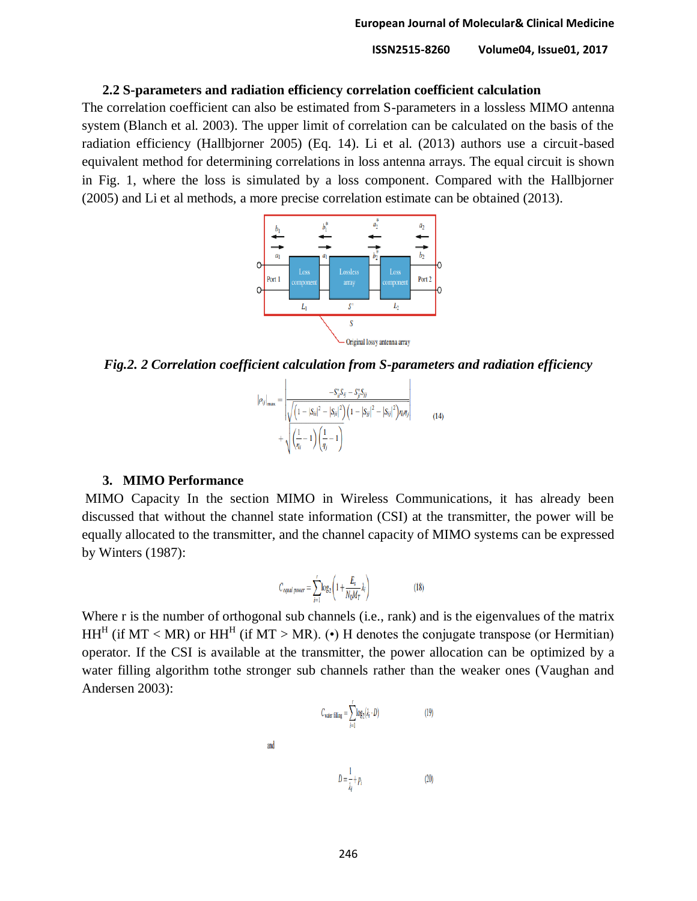### 2.2 S-parameters and radiation efficiency correlation coefficient calculation

The correlation coefficient can also be estimated from S-parameters in a lossless MIMO antenna system (Blanch et al. 2003). The upper limit of correlation can be calculated on the basis of the radiation efficiency (Hallbjorner 2005) (Eq. 14). Li et al. (2013) authors use a circuit-based equivalent method for determining correlations in loss antenna arrays. The equal circuit is shown in Fig. 1, where the loss is simulated by a loss component. Compared with the Hallbjorner (2005) and Li et al methods, a more precise correlation estimate can be obtained (2013).

*Fig.2. 2 Correlation coefficient calculation from S-parameters and radiation efficiency*

$$|\rho_{ij}|_{max} = \left| \frac{-S_{ii}^{*}S_{ij} - S_{ji}^{*}S_{jj}}{\sqrt{\left(1-|S_{ii}|^2-|S_{ji}|^2\right)\left(1-|S_{jj}|^2-|S_{ij}|^2\right)\eta_i\eta_j}} \right| + \sqrt{\left(\frac{1}{\eta_i}-1\right)\left(\frac{1}{\eta_j}-1\right)} \qquad (14)$$

## 3. MIMO Performance

MIMO Capacity In the section MIMO in Wireless Communications, it has already been discussed that without the channel state information (CSI) at the transmitter, the power will be equally allocated to the transmitter, and the channel capacity of MIMO systems can be expressed by Winters (1987):

$$C_{equal\ power} = \sum_{i=1}^{r} \log_2\left(1 + \frac{E_s}{N_0 M_T}\lambda_i\right) \qquad (18)$$

Where r is the number of orthogonal sub channels (i.e., rank) and is the eigenvalues of the matrix $HH^H$ (if MT < MR) or $HH^H$ (if MT > MR). (•) H denotes the conjugate transpose (or Hermitian) operator. If the CSI is available at the transmitter, the power allocation can be optimized by a water filling algorithm tothe stronger sub channels rather than the weaker ones (Vaughan and Andersen 2003):

$$C_{water\ filling} = \sum_{i=1}^{r} \log_2(\lambda_i \cdot D) \qquad (19)$$

and

$$D = \frac{1}{\lambda_i} + p_i \qquad (20)$$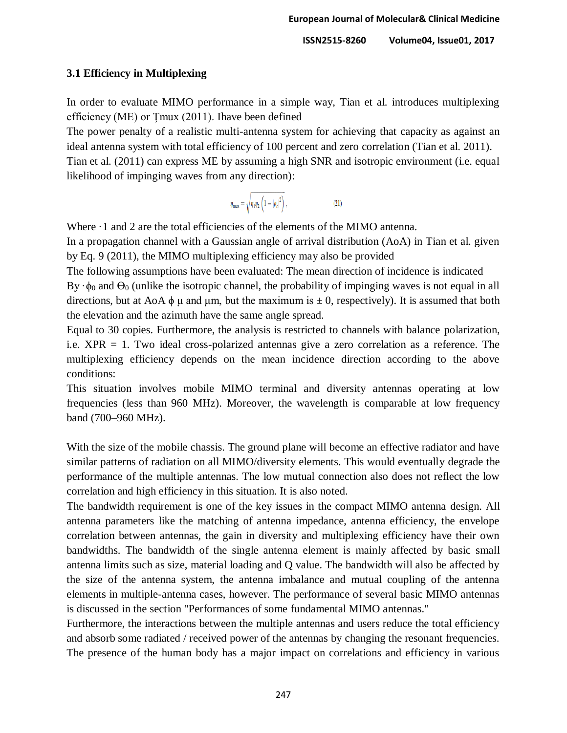### 3.1 Efficiency in Multiplexing

In order to evaluate MIMO performance in a simple way, Tian et al. introduces multiplexing efficiency (ME) or Ţmux (2011). Ihave been defined

The power penalty of a realistic multi-antenna system for achieving that capacity as against an ideal antenna system with total efficiency of 100 percent and zero correlation (Tian et al. 2011).

Tian et al. (2011) can express ME by assuming a high SNR and isotropic environment (i.e. equal likelihood of impinging waves from any direction):

$$\eta_{mux} = \sqrt{\eta_1 \eta_2 \left(1 - |\rho_c|^2\right)}, \qquad (21)$$

Where ·1 and 2 are the total efficiencies of the elements of the MIMO antenna.

In a propagation channel with a Gaussian angle of arrival distribution (AoA) in Tian et al. given by Eq. 9 (2011), the MIMO multiplexing efficiency may also be provided

The following assumptions have been evaluated: The mean direction of incidence is indicated By $\cdot\phi_0$ and $\Theta_0$ (unlike the isotropic channel, the probability of impinging waves is not equal in all directions, but at AoA ϕ μ and μm, but the maximum is ± 0, respectively). It is assumed that both the elevation and the azimuth have the same angle spread.

Equal to 30 copies. Furthermore, the analysis is restricted to channels with balance polarization, i.e. XPR = 1. Two ideal cross-polarized antennas give a zero correlation as a reference. The multiplexing efficiency depends on the mean incidence direction according to the above conditions:

This situation involves mobile MIMO terminal and diversity antennas operating at low frequencies (less than 960 MHz). Moreover, the wavelength is comparable at low frequency band (700–960 MHz).

With the size of the mobile chassis. The ground plane will become an effective radiator and have similar patterns of radiation on all MIMO/diversity elements. This would eventually degrade the performance of the multiple antennas. The low mutual connection also does not reflect the low correlation and high efficiency in this situation. It is also noted.

The bandwidth requirement is one of the key issues in the compact MIMO antenna design. All antenna parameters like the matching of antenna impedance, antenna efficiency, the envelope correlation between antennas, the gain in diversity and multiplexing efficiency have their own bandwidths. The bandwidth of the single antenna element is mainly affected by basic small antenna limits such as size, material loading and Q value. The bandwidth will also be affected by the size of the antenna system, the antenna imbalance and mutual coupling of the antenna elements in multiple-antenna cases, however. The performance of several basic MIMO antennas is discussed in the section "Performances of some fundamental MIMO antennas."

Furthermore, the interactions between the multiple antennas and users reduce the total efficiency and absorb some radiated / received power of the antennas by changing the resonant frequencies. The presence of the human body has a major impact on correlations and efficiency in various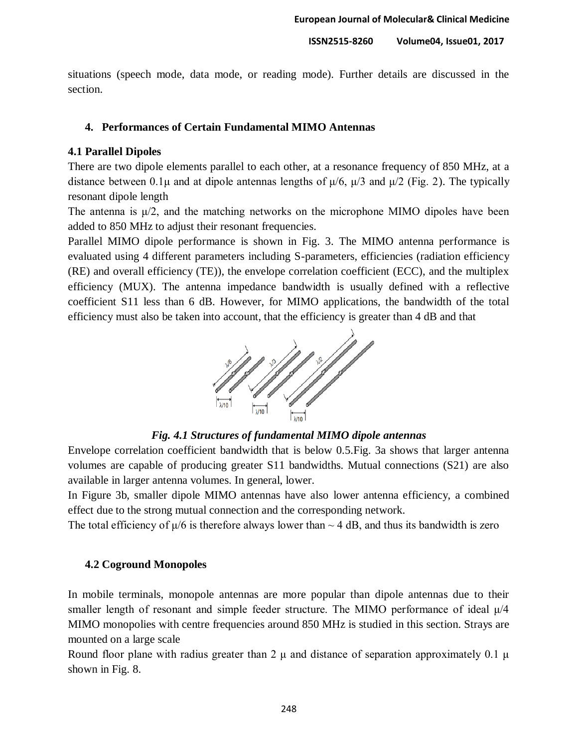situations (speech mode, data mode, or reading mode). Further details are discussed in the section.

## 4. Performances of Certain Fundamental MIMO Antennas

### 4.1 Parallel Dipoles

There are two dipole elements parallel to each other, at a resonance frequency of 850 MHz, at a distance between 0.1μ and at dipole antennas lengths of μ/6, μ/3 and μ/2 (Fig. 2). The typically resonant dipole length

The antenna is μ/2, and the matching networks on the microphone MIMO dipoles have been added to 850 MHz to adjust their resonant frequencies.

Parallel MIMO dipole performance is shown in Fig. 3. The MIMO antenna performance is evaluated using 4 different parameters including S-parameters, efficiencies (radiation efficiency (RE) and overall efficiency (TE)), the envelope correlation coefficient (ECC), and the multiplex efficiency (MUX). The antenna impedance bandwidth is usually defined with a reflective coefficient S11 less than 6 dB. However, for MIMO applications, the bandwidth of the total efficiency must also be taken into account, that the efficiency is greater than 4 dB and that

*Fig. 4.1 Structures of fundamental MIMO dipole antennas*

Envelope correlation coefficient bandwidth that is below 0.5.Fig. 3a shows that larger antenna volumes are capable of producing greater S11 bandwidths. Mutual connections (S21) are also available in larger antenna volumes. In general, lower.

In Figure 3b, smaller dipole MIMO antennas have also lower antenna efficiency, a combined effect due to the strong mutual connection and the corresponding network.

The total efficiency of μ/6 is therefore always lower than ~ 4 dB, and thus its bandwidth is zero

### 4.2 Coground Monopoles

In mobile terminals, monopole antennas are more popular than dipole antennas due to their smaller length of resonant and simple feeder structure. The MIMO performance of ideal μ/4 MIMO monopolies with centre frequencies around 850 MHz is studied in this section. Strays are mounted on a large scale

Round floor plane with radius greater than 2 μ and distance of separation approximately 0.1 μ shown in Fig. 8.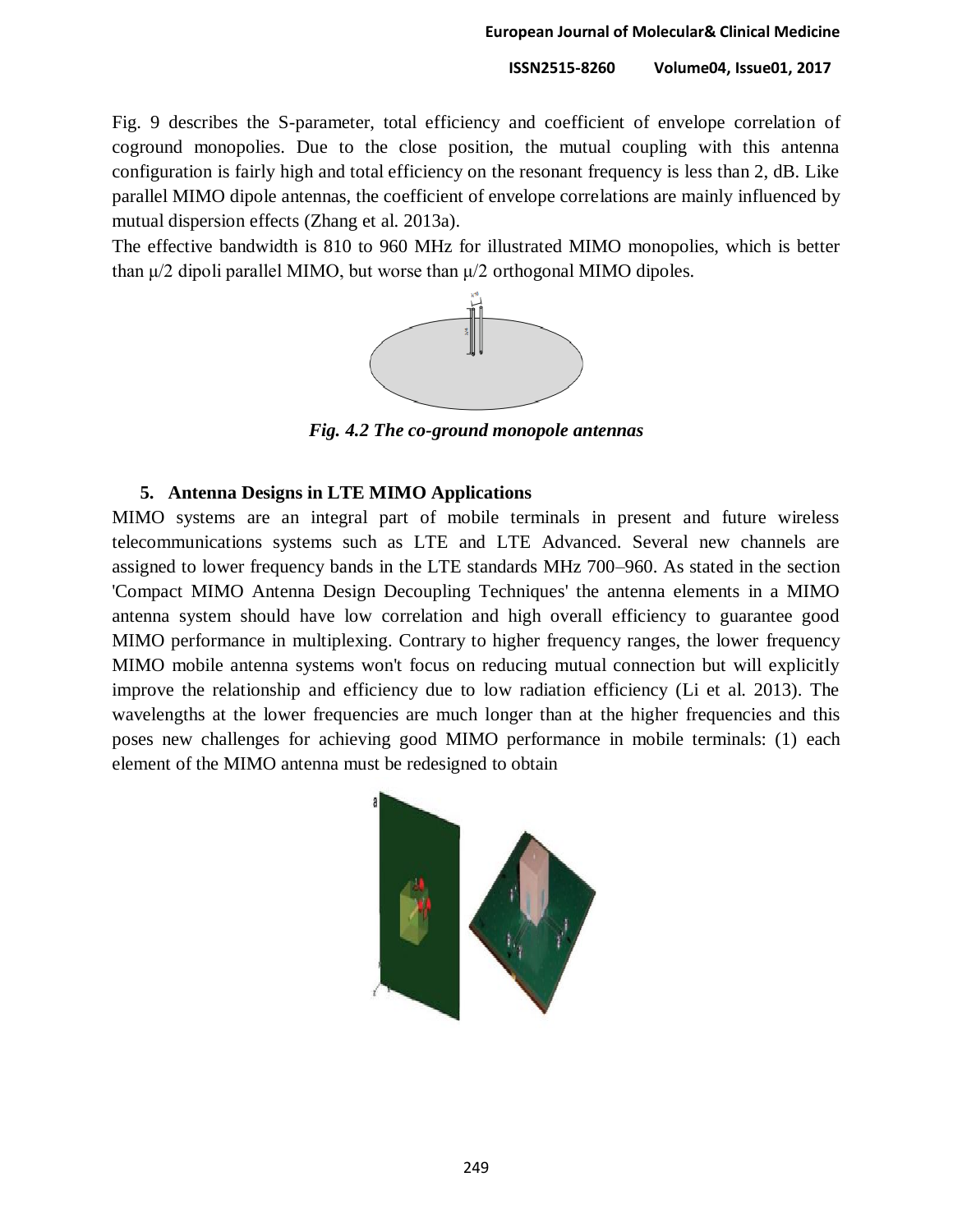Fig. 9 describes the S-parameter, total efficiency and coefficient of envelope correlation of coground monopolies. Due to the close position, the mutual coupling with this antenna configuration is fairly high and total efficiency on the resonant frequency is less than 2, dB. Like parallel MIMO dipole antennas, the coefficient of envelope correlations are mainly influenced by mutual dispersion effects (Zhang et al. 2013a).

The effective bandwidth is 810 to 960 MHz for illustrated MIMO monopolies, which is better than μ/2 dipoli parallel MIMO, but worse than μ/2 orthogonal MIMO dipoles.

*Fig. 4.2 The co-ground monopole antennas*

## 5. Antenna Designs in LTE MIMO Applications

MIMO systems are an integral part of mobile terminals in present and future wireless telecommunications systems such as LTE and LTE Advanced. Several new channels are assigned to lower frequency bands in the LTE standards MHz 700–960. As stated in the section 'Compact MIMO Antenna Design Decoupling Techniques' the antenna elements in a MIMO antenna system should have low correlation and high overall efficiency to guarantee good MIMO performance in multiplexing. Contrary to higher frequency ranges, the lower frequency MIMO mobile antenna systems won't focus on reducing mutual connection but will explicitly improve the relationship and efficiency due to low radiation efficiency (Li et al. 2013). The wavelengths at the lower frequencies are much longer than at the higher frequencies and this poses new challenges for achieving good MIMO performance in mobile terminals: (1) each element of the MIMO antenna must be redesigned to obtain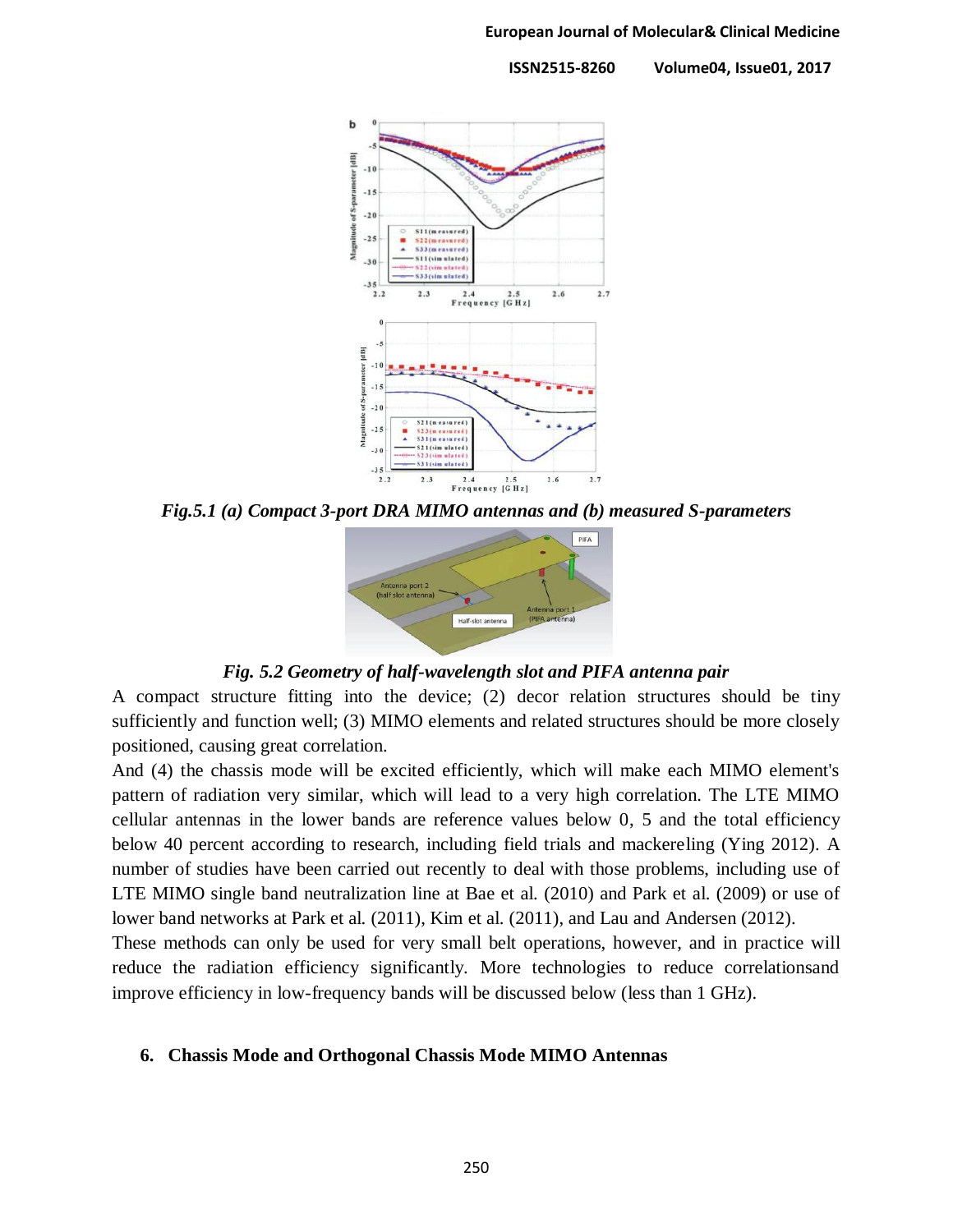*Fig.5.1 (a) Compact 3-port DRA MIMO antennas and (b) measured S-parameters*

*Fig. 5.2 Geometry of half-wavelength slot and PIFA antenna pair*

A compact structure fitting into the device; (2) decor relation structures should be tiny sufficiently and function well; (3) MIMO elements and related structures should be more closely positioned, causing great correlation.

And (4) the chassis mode will be excited efficiently, which will make each MIMO element's pattern of radiation very similar, which will lead to a very high correlation. The LTE MIMO cellular antennas in the lower bands are reference values below 0, 5 and the total efficiency below 40 percent according to research, including field trials and mackereling (Ying 2012). A number of studies have been carried out recently to deal with those problems, including use of LTE MIMO single band neutralization line at Bae et al. (2010) and Park et al. (2009) or use of lower band networks at Park et al. (2011), Kim et al. (2011), and Lau and Andersen (2012).

These methods can only be used for very small belt operations, however, and in practice will reduce the radiation efficiency significantly. More technologies to reduce correlationsand improve efficiency in low-frequency bands will be discussed below (less than 1 GHz).

## 6. Chassis Mode and Orthogonal Chassis Mode MIMO Antennas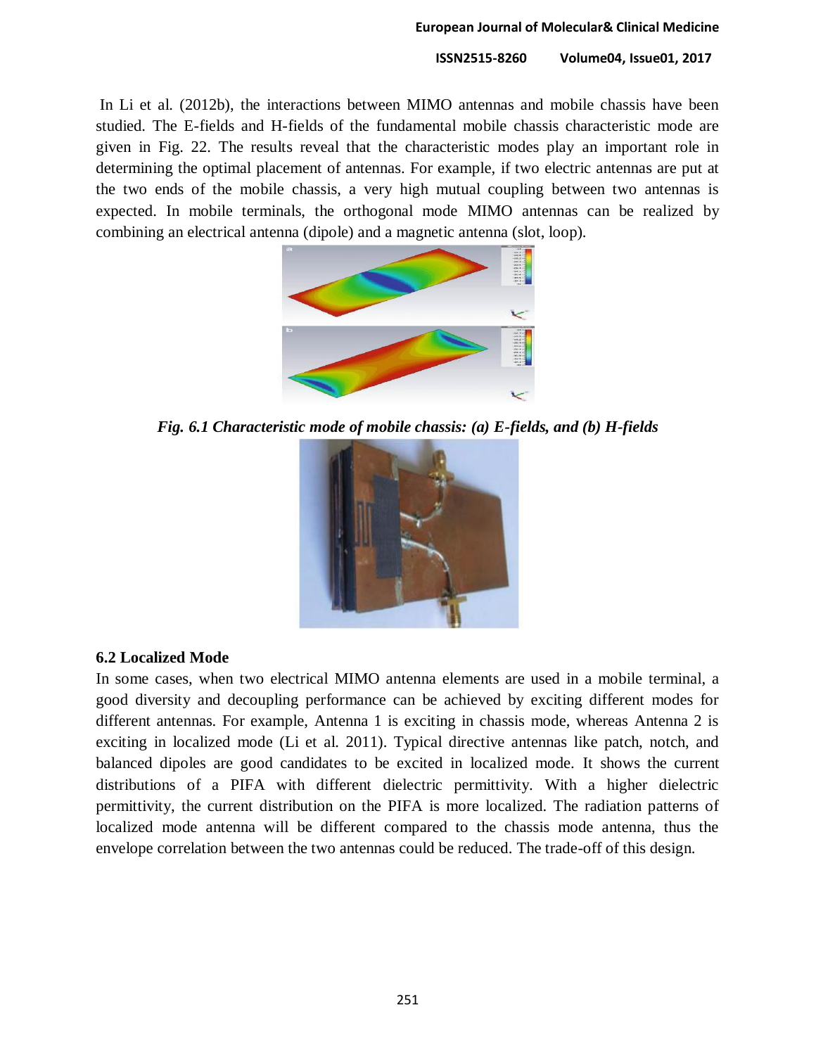In Li et al. (2012b), the interactions between MIMO antennas and mobile chassis have been studied. The E-fields and H-fields of the fundamental mobile chassis characteristic mode are given in Fig. 22. The results reveal that the characteristic modes play an important role in determining the optimal placement of antennas. For example, if two electric antennas are put at the two ends of the mobile chassis, a very high mutual coupling between two antennas is expected. In mobile terminals, the orthogonal mode MIMO antennas can be realized by combining an electrical antenna (dipole) and a magnetic antenna (slot, loop).

***Fig. 6.1 Characteristic mode of mobile chassis: (a) E-fields, and (b) H-fields***

### 6.2 Localized Mode

In some cases, when two electrical MIMO antenna elements are used in a mobile terminal, a good diversity and decoupling performance can be achieved by exciting different modes for different antennas. For example, Antenna 1 is exciting in chassis mode, whereas Antenna 2 is exciting in localized mode (Li et al. 2011). Typical directive antennas like patch, notch, and balanced dipoles are good candidates to be excited in localized mode. It shows the current distributions of a PIFA with different dielectric permittivity. With a higher dielectric permittivity, the current distribution on the PIFA is more localized. The radiation patterns of localized mode antenna will be different compared to the chassis mode antenna, thus the envelope correlation between the two antennas could be reduced. The trade-off of this design.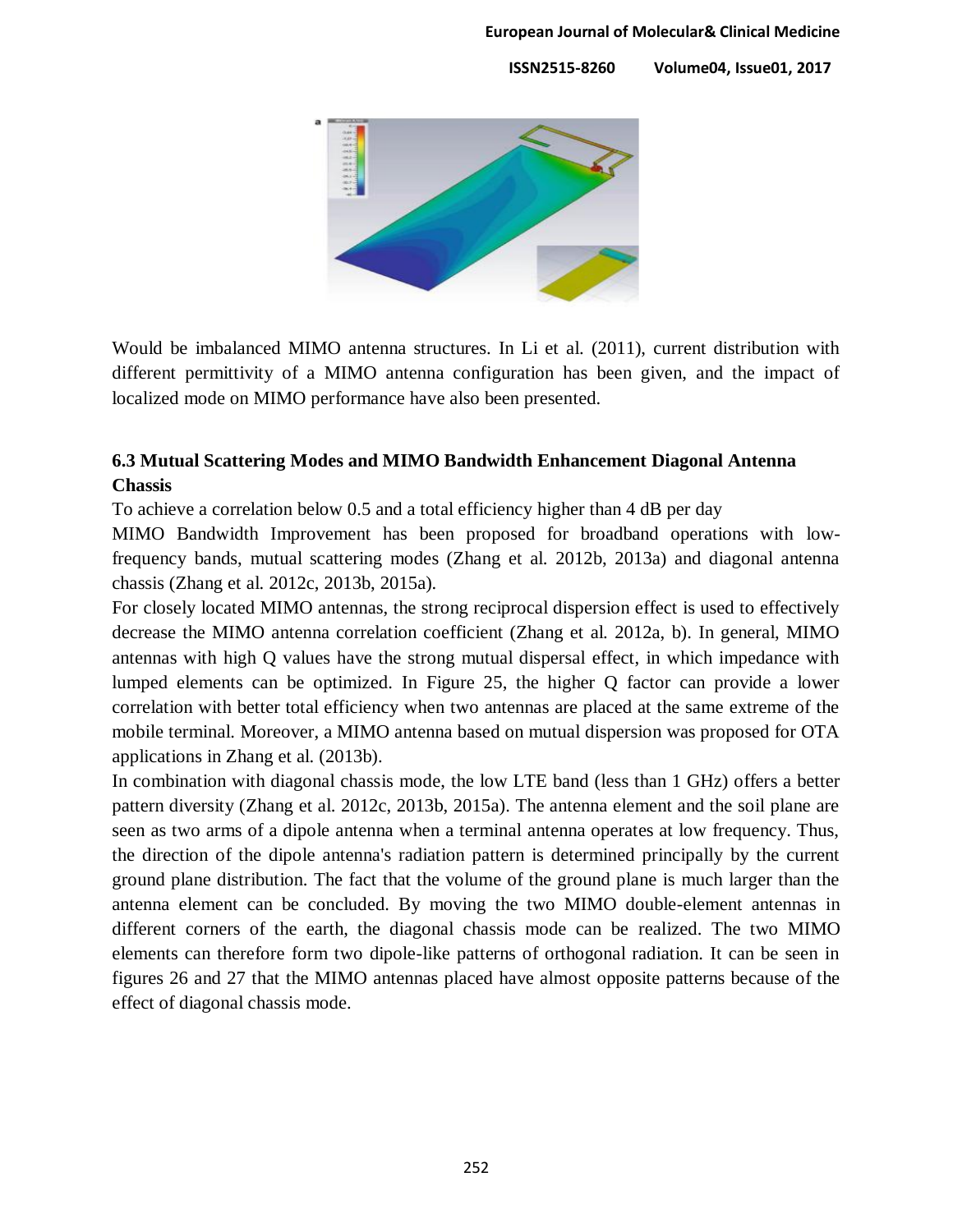Would be imbalanced MIMO antenna structures. In Li et al. (2011), current distribution with different permittivity of a MIMO antenna configuration has been given, and the impact of localized mode on MIMO performance have also been presented.

### 6.3 Mutual Scattering Modes and MIMO Bandwidth Enhancement Diagonal Antenna Chassis

To achieve a correlation below 0.5 and a total efficiency higher than 4 dB per day

MIMO Bandwidth Improvement has been proposed for broadband operations with low-frequency bands, mutual scattering modes (Zhang et al. 2012b, 2013a) and diagonal antenna chassis (Zhang et al. 2012c, 2013b, 2015a).

For closely located MIMO antennas, the strong reciprocal dispersion effect is used to effectively decrease the MIMO antenna correlation coefficient (Zhang et al. 2012a, b). In general, MIMO antennas with high Q values have the strong mutual dispersal effect, in which impedance with lumped elements can be optimized. In Figure 25, the higher Q factor can provide a lower correlation with better total efficiency when two antennas are placed at the same extreme of the mobile terminal. Moreover, a MIMO antenna based on mutual dispersion was proposed for OTA applications in Zhang et al. (2013b).

In combination with diagonal chassis mode, the low LTE band (less than 1 GHz) offers a better pattern diversity (Zhang et al. 2012c, 2013b, 2015a). The antenna element and the soil plane are seen as two arms of a dipole antenna when a terminal antenna operates at low frequency. Thus, the direction of the dipole antenna's radiation pattern is determined principally by the current ground plane distribution. The fact that the volume of the ground plane is much larger than the antenna element can be concluded. By moving the two MIMO double-element antennas in different corners of the earth, the diagonal chassis mode can be realized. The two MIMO elements can therefore form two dipole-like patterns of orthogonal radiation. It can be seen in figures 26 and 27 that the MIMO antennas placed have almost opposite patterns because of the effect of diagonal chassis mode.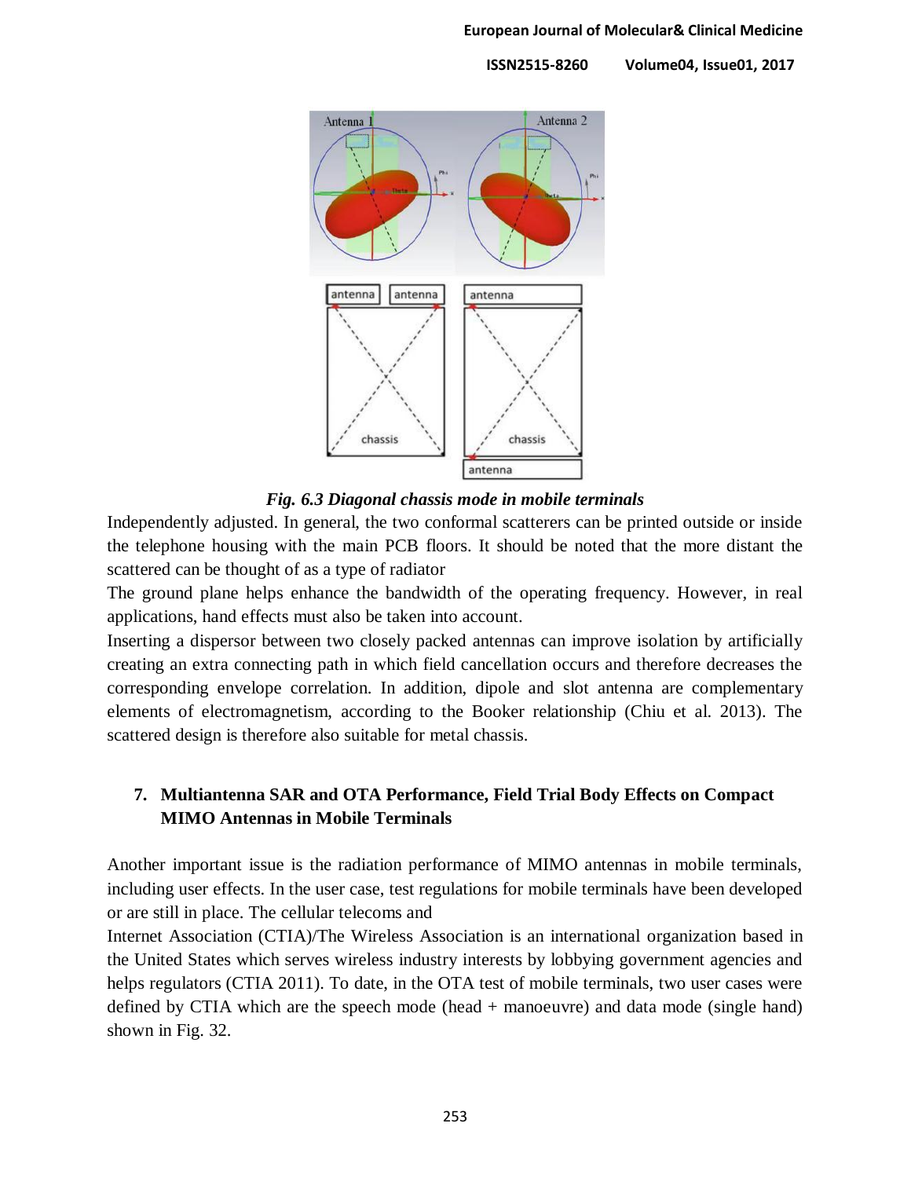*Fig. 6.3 Diagonal chassis mode in mobile terminals*

Independently adjusted. In general, the two conformal scatterers can be printed outside or inside the telephone housing with the main PCB floors. It should be noted that the more distant the scattered can be thought of as a type of radiator

The ground plane helps enhance the bandwidth of the operating frequency. However, in real applications, hand effects must also be taken into account.

Inserting a dispersor between two closely packed antennas can improve isolation by artificially creating an extra connecting path in which field cancellation occurs and therefore decreases the corresponding envelope correlation. In addition, dipole and slot antenna are complementary elements of electromagnetism, according to the Booker relationship (Chiu et al. 2013). The scattered design is therefore also suitable for metal chassis.

## 7. Multiantenna SAR and OTA Performance, Field Trial Body Effects on Compact MIMO Antennas in Mobile Terminals

Another important issue is the radiation performance of MIMO antennas in mobile terminals, including user effects. In the user case, test regulations for mobile terminals have been developed or are still in place. The cellular telecoms and

Internet Association (CTIA)/The Wireless Association is an international organization based in the United States which serves wireless industry interests by lobbying government agencies and helps regulators (CTIA 2011). To date, in the OTA test of mobile terminals, two user cases were defined by CTIA which are the speech mode (head + manoeuvre) and data mode (single hand) shown in Fig. 32.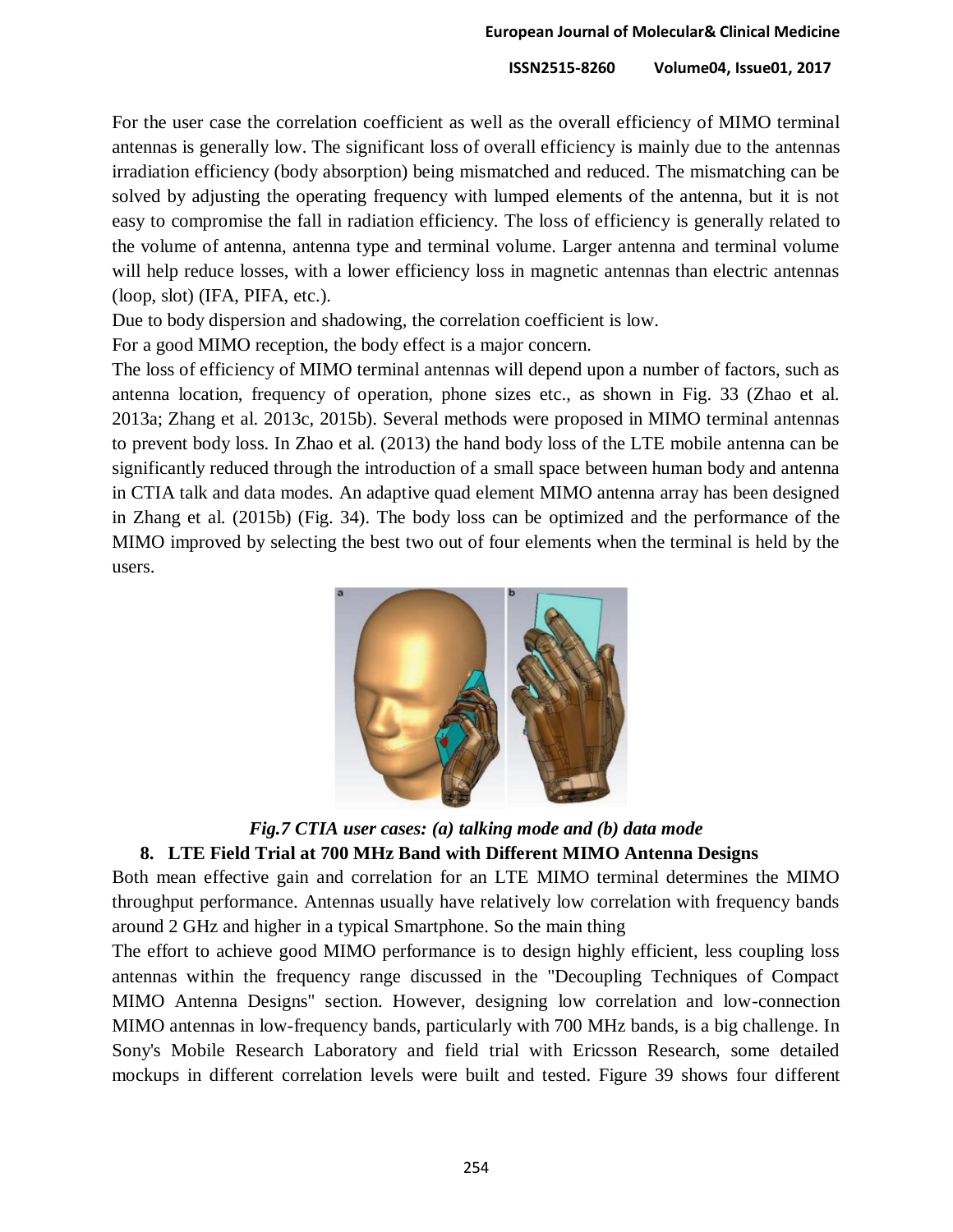For the user case the correlation coefficient as well as the overall efficiency of MIMO terminal antennas is generally low. The significant loss of overall efficiency is mainly due to the antennas irradiation efficiency (body absorption) being mismatched and reduced. The mismatching can be solved by adjusting the operating frequency with lumped elements of the antenna, but it is not easy to compromise the fall in radiation efficiency. The loss of efficiency is generally related to the volume of antenna, antenna type and terminal volume. Larger antenna and terminal volume will help reduce losses, with a lower efficiency loss in magnetic antennas than electric antennas (loop, slot) (IFA, PIFA, etc.).

Due to body dispersion and shadowing, the correlation coefficient is low.

For a good MIMO reception, the body effect is a major concern.

The loss of efficiency of MIMO terminal antennas will depend upon a number of factors, such as antenna location, frequency of operation, phone sizes etc., as shown in Fig. 33 (Zhao et al. 2013a; Zhang et al. 2013c, 2015b). Several methods were proposed in MIMO terminal antennas to prevent body loss. In Zhao et al. (2013) the hand body loss of the LTE mobile antenna can be significantly reduced through the introduction of a small space between human body and antenna in CTIA talk and data modes. An adaptive quad element MIMO antenna array has been designed in Zhang et al. (2015b) (Fig. 34). The body loss can be optimized and the performance of the MIMO improved by selecting the best two out of four elements when the terminal is held by the users.

***Fig.7 CTIA user cases: (a) talking mode and (b) data mode***

## 8. LTE Field Trial at 700 MHz Band with Different MIMO Antenna Designs

Both mean effective gain and correlation for an LTE MIMO terminal determines the MIMO throughput performance. Antennas usually have relatively low correlation with frequency bands around 2 GHz and higher in a typical Smartphone. So the main thing

The effort to achieve good MIMO performance is to design highly efficient, less coupling loss antennas within the frequency range discussed in the "Decoupling Techniques of Compact MIMO Antenna Designs" section. However, designing low correlation and low-connection MIMO antennas in low-frequency bands, particularly with 700 MHz bands, is a big challenge. In Sony's Mobile Research Laboratory and field trial with Ericsson Research, some detailed mockups in different correlation levels were built and tested. Figure 39 shows four different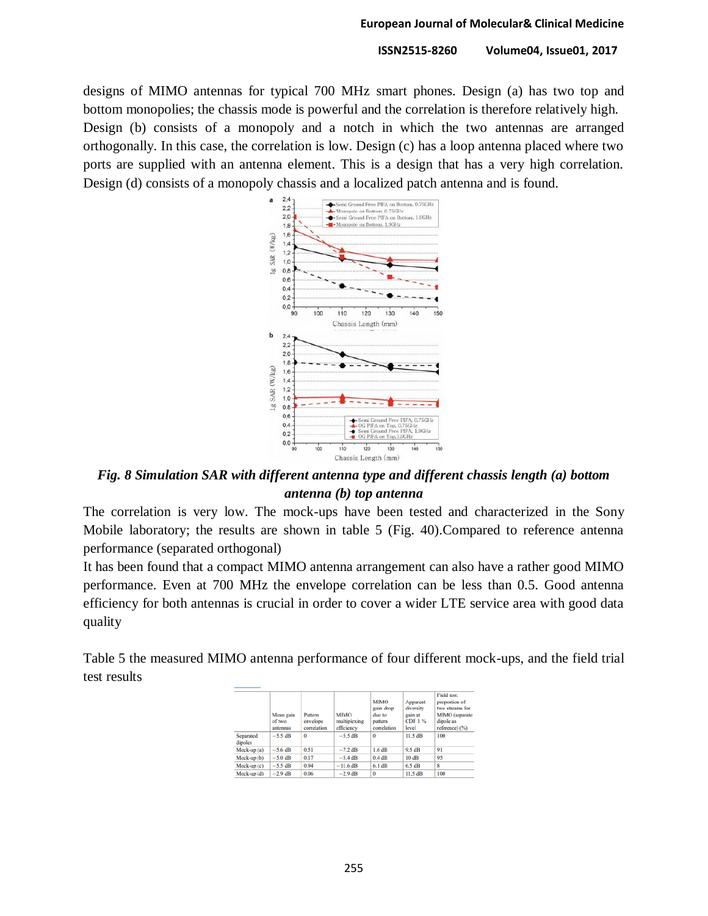designs of MIMO antennas for typical 700 MHz smart phones. Design (a) has two top and bottom monopolies; the chassis mode is powerful and the correlation is therefore relatively high. Design (b) consists of a monopoly and a notch in which the two antennas are arranged orthogonally. In this case, the correlation is low. Design (c) has a loop antenna placed where two ports are supplied with an antenna element. This is a design that has a very high correlation. Design (d) consists of a monopoly chassis and a localized patch antenna and is found.

***Fig. 8 Simulation SAR with different antenna type and different chassis length (a) bottom antenna (b) top antenna***

The correlation is very low. The mock-ups have been tested and characterized in the Sony Mobile laboratory; the results are shown in table 5 (Fig. 40).Compared to reference antenna performance (separated orthogonal)

It has been found that a compact MIMO antenna arrangement can also have a rather good MIMO performance. Even at 700 MHz the envelope correlation can be less than 0.5. Good antenna efficiency for both antennas is crucial in order to cover a wider LTE service area with good data quality

Table 5 the measured MIMO antenna performance of four different mock-ups, and the field trial test results

| | Mean gain of two antennas | Pattern envelope correlation | MIMO multiplexing efficiency | MIMO gain drop due to pattern correlation | Apparent diversity gain at CDF 1 % level | Field test: proportion of two streams for MIMO (separate dipole as reference) (%) |
|---|---|---|---|---|---|---|
| Separated dipoles | −5.5 dB | 0 | −5.5 dB | 0 | 11.5 dB | 100 |
| Mock-up (a) | −5.6 dB | 0.51 | −7.2 dB | 1.6 dB | 9.5 dB | 91 |
| Mock-up (b) | −5.0 dB | 0.17 | −5.4 dB | 0.4 dB | 10 dB | 95 |
| Mock-up (c) | −5.5 dB | 0.94 | −11.6 dB | 6.1 dB | 6.5 dB | 8 |
| Mock-up (d) | −2.9 dB | 0.06 | −2.9 dB | 0 | 11.5 dB | 100 |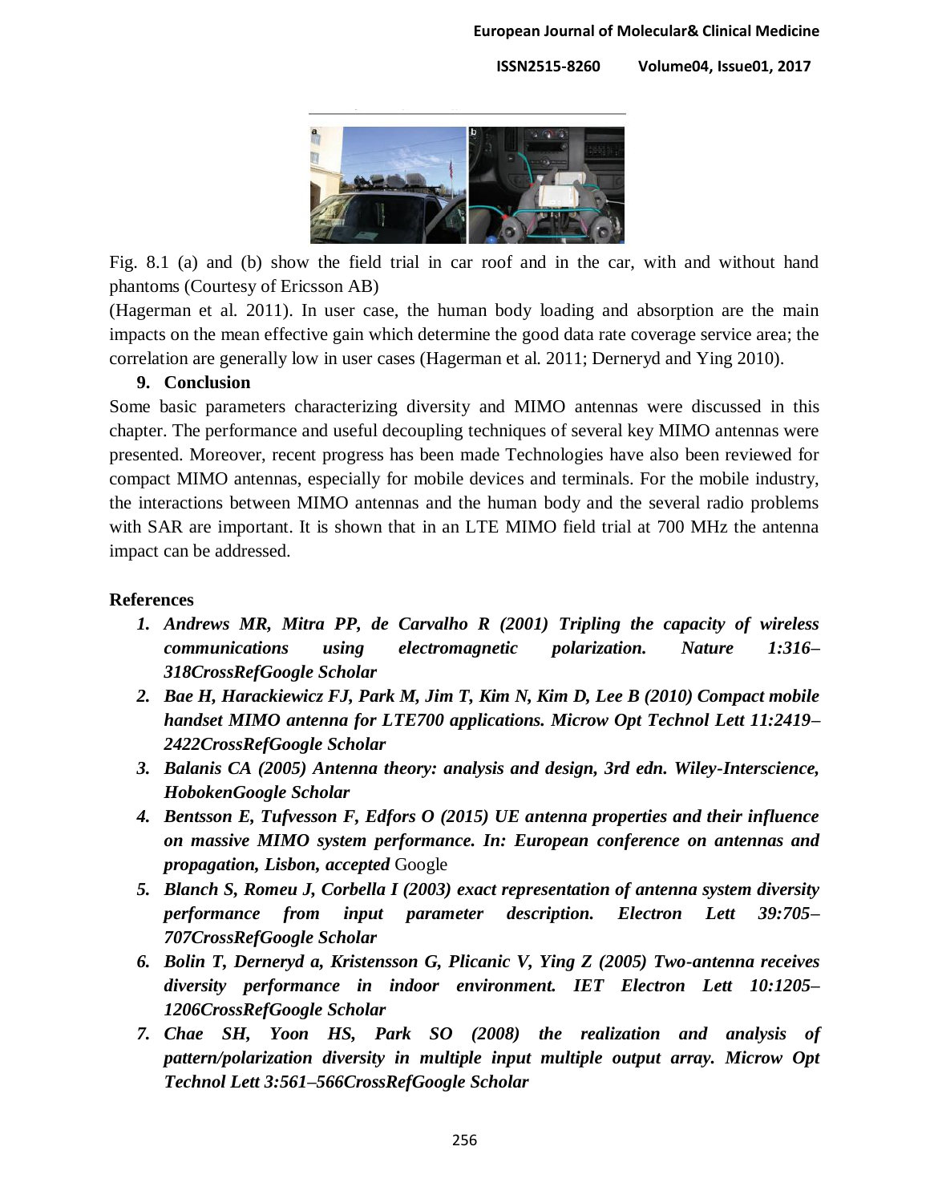Fig. 8.1 (a) and (b) show the field trial in car roof and in the car, with and without hand phantoms (Courtesy of Ericsson AB)

(Hagerman et al. 2011). In user case, the human body loading and absorption are the main impacts on the mean effective gain which determine the good data rate coverage service area; the correlation are generally low in user cases (Hagerman et al. 2011; Derneryd and Ying 2010).

## 9. Conclusion

Some basic parameters characterizing diversity and MIMO antennas were discussed in this chapter. The performance and useful decoupling techniques of several key MIMO antennas were presented. Moreover, recent progress has been made Technologies have also been reviewed for compact MIMO antennas, especially for mobile devices and terminals. For the mobile industry, the interactions between MIMO antennas and the human body and the several radio problems with SAR are important. It is shown that in an LTE MIMO field trial at 700 MHz the antenna impact can be addressed.

## References

1. *Andrews MR, Mitra PP, de Carvalho R (2001) Tripling the capacity of wireless communications using electromagnetic polarization. Nature 1:316–318CrossRefGoogle Scholar*
2. *Bae H, Harackiewicz FJ, Park M, Jim T, Kim N, Kim D, Lee B (2010) Compact mobile handset MIMO antenna for LTE700 applications. Microw Opt Technol Lett 11:2419–2422CrossRefGoogle Scholar*
3. *Balanis CA (2005) Antenna theory: analysis and design, 3rd edn. Wiley-Interscience, HobokenGoogle Scholar*
4. *Bentsson E, Tufvesson F, Edfors O (2015) UE antenna properties and their influence on massive MIMO system performance. In: European conference on antennas and propagation, Lisbon, accepted* Google
5. *Blanch S, Romeu J, Corbella I (2003) exact representation of antenna system diversity performance from input parameter description. Electron Lett 39:705–707CrossRefGoogle Scholar*
6. *Bolin T, Derneryd a, Kristensson G, Plicanic V, Ying Z (2005) Two-antenna receives diversity performance in indoor environment. IET Electron Lett 10:1205–1206CrossRefGoogle Scholar*
7. *Chae SH, Yoon HS, Park SO (2008) the realization and analysis of pattern/polarization diversity in multiple input multiple output array. Microw Opt Technol Lett 3:561–566CrossRefGoogle Scholar*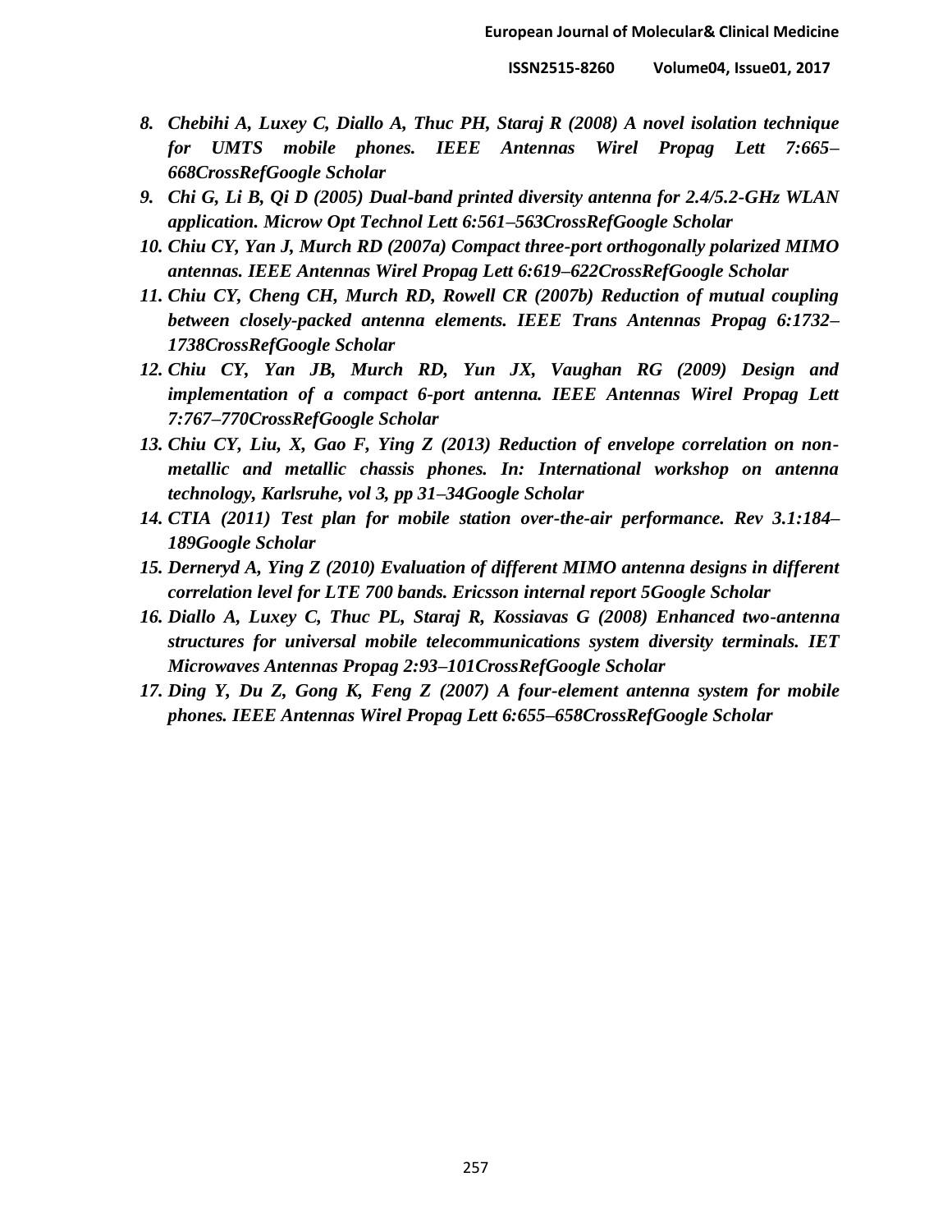8. *Chebihi A, Luxey C, Diallo A, Thuc PH, Staraj R (2008) A novel isolation technique for UMTS mobile phones. IEEE Antennas Wirel Propag Lett 7:665–668CrossRefGoogle Scholar*
9. *Chi G, Li B, Qi D (2005) Dual-band printed diversity antenna for 2.4/5.2-GHz WLAN application. Microw Opt Technol Lett 6:561–563CrossRefGoogle Scholar*
10. *Chiu CY, Yan J, Murch RD (2007a) Compact three-port orthogonally polarized MIMO antennas. IEEE Antennas Wirel Propag Lett 6:619–622CrossRefGoogle Scholar*
11. *Chiu CY, Cheng CH, Murch RD, Rowell CR (2007b) Reduction of mutual coupling between closely-packed antenna elements. IEEE Trans Antennas Propag 6:1732–1738CrossRefGoogle Scholar*
12. *Chiu CY, Yan JB, Murch RD, Yun JX, Vaughan RG (2009) Design and implementation of a compact 6-port antenna. IEEE Antennas Wirel Propag Lett 7:767–770CrossRefGoogle Scholar*
13. *Chiu CY, Liu, X, Gao F, Ying Z (2013) Reduction of envelope correlation on non-metallic and metallic chassis phones. In: International workshop on antenna technology, Karlsruhe, vol 3, pp 31–34Google Scholar*
14. *CTIA (2011) Test plan for mobile station over-the-air performance. Rev 3.1:184–189Google Scholar*
15. *Derneryd A, Ying Z (2010) Evaluation of different MIMO antenna designs in different correlation level for LTE 700 bands. Ericsson internal report 5Google Scholar*
16. *Diallo A, Luxey C, Thuc PL, Staraj R, Kossiavas G (2008) Enhanced two-antenna structures for universal mobile telecommunications system diversity terminals. IET Microwaves Antennas Propag 2:93–101CrossRefGoogle Scholar*
17. *Ding Y, Du Z, Gong K, Feng Z (2007) A four-element antenna system for mobile phones. IEEE Antennas Wirel Propag Lett 6:655–658CrossRefGoogle Scholar*